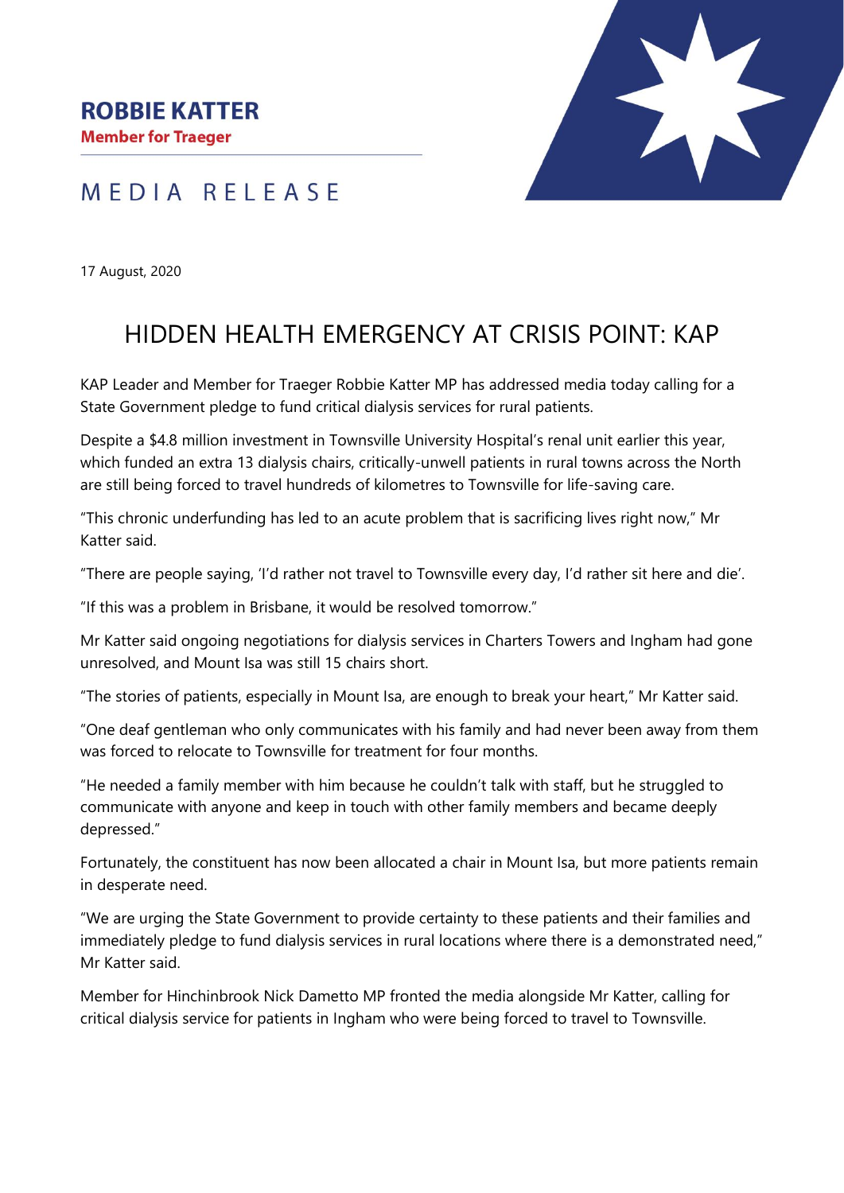**ROBBIE KATTER**

**Member for Traeger**

MEDIA RELEASE

17 August, 2020

# HIDDEN HEALTH EMERGENCY AT CRISIS POINT: KAP

KAP Leader and Member for Traeger Robbie Katter MP has addressed media today calling for a State Government pledge to fund critical dialysis services for rural patients.

Despite a $4.8 million investment in Townsville University Hospital's renal unit earlier this year, which funded an extra 13 dialysis chairs, critically-unwell patients in rural towns across the North are still being forced to travel hundreds of kilometres to Townsville for life-saving care.

"This chronic underfunding has led to an acute problem that is sacrificing lives right now," Mr Katter said.

"There are people saying, 'I'd rather not travel to Townsville every day, I'd rather sit here and die'.

"If this was a problem in Brisbane, it would be resolved tomorrow."

Mr Katter said ongoing negotiations for dialysis services in Charters Towers and Ingham had gone unresolved, and Mount Isa was still 15 chairs short.

"The stories of patients, especially in Mount Isa, are enough to break your heart," Mr Katter said.

"One deaf gentleman who only communicates with his family and had never been away from them was forced to relocate to Townsville for treatment for four months.

"He needed a family member with him because he couldn't talk with staff, but he struggled to communicate with anyone and keep in touch with other family members and became deeply depressed."

Fortunately, the constituent has now been allocated a chair in Mount Isa, but more patients remain in desperate need.

"We are urging the State Government to provide certainty to these patients and their families and immediately pledge to fund dialysis services in rural locations where there is a demonstrated need," Mr Katter said.

Member for Hinchinbrook Nick Dametto MP fronted the media alongside Mr Katter, calling for critical dialysis service for patients in Ingham who were being forced to travel to Townsville.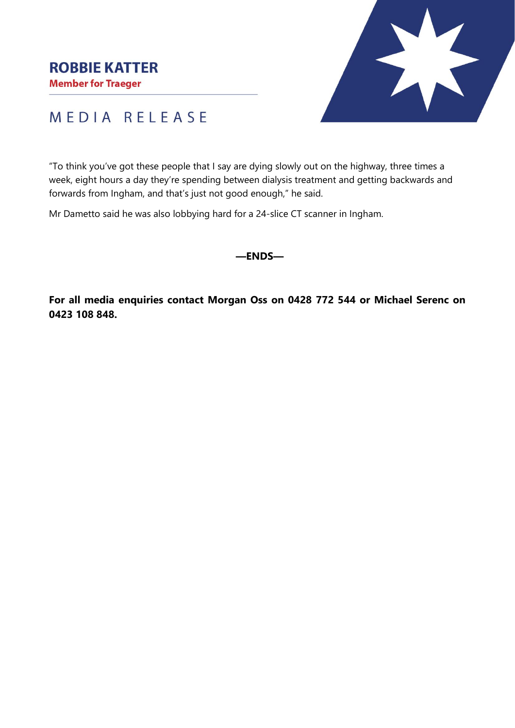**ROBBIE KATTER**
**Member for Traeger**

MEDIA RELEASE

"To think you've got these people that I say are dying slowly out on the highway, three times a week, eight hours a day they're spending between dialysis treatment and getting backwards and forwards from Ingham, and that's just not good enough," he said.

Mr Dametto said he was also lobbying hard for a 24-slice CT scanner in Ingham.

**—ENDS—**

**For all media enquiries contact Morgan Oss on 0428 772 544 or Michael Serenc on 0423 108 848.**